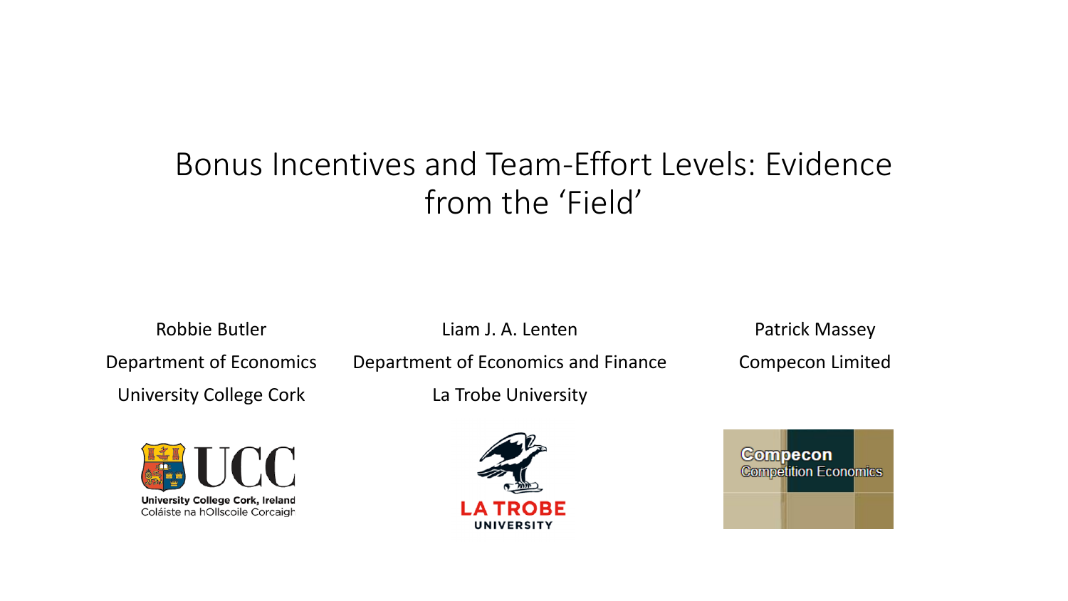# Bonus Incentives and Team-Effort Levels: Evidence from the ‘Field’

Robbie Butler
Department of Economics
University College Cork

Liam J. A. Lenten
Department of Economics and Finance
La Trobe University

Patrick Massey
Compecon Limited

University College Cork, Ireland
Coláiste na hOllscoile Corcaigh

LA TROBE UNIVERSITY

Compecon
Competition Economics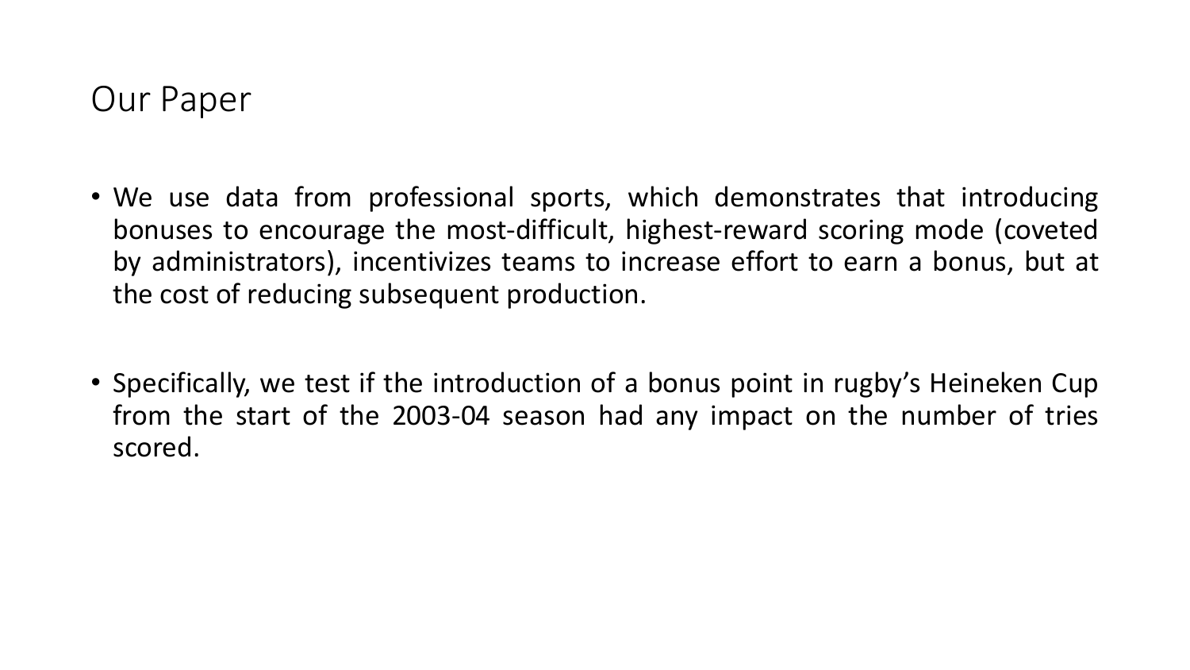# Our Paper

- We use data from professional sports, which demonstrates that introducing bonuses to encourage the most-difficult, highest-reward scoring mode (coveted by administrators), incentivizes teams to increase effort to earn a bonus, but at the cost of reducing subsequent production.

- Specifically, we test if the introduction of a bonus point in rugby's Heineken Cup from the start of the 2003-04 season had any impact on the number of tries scored.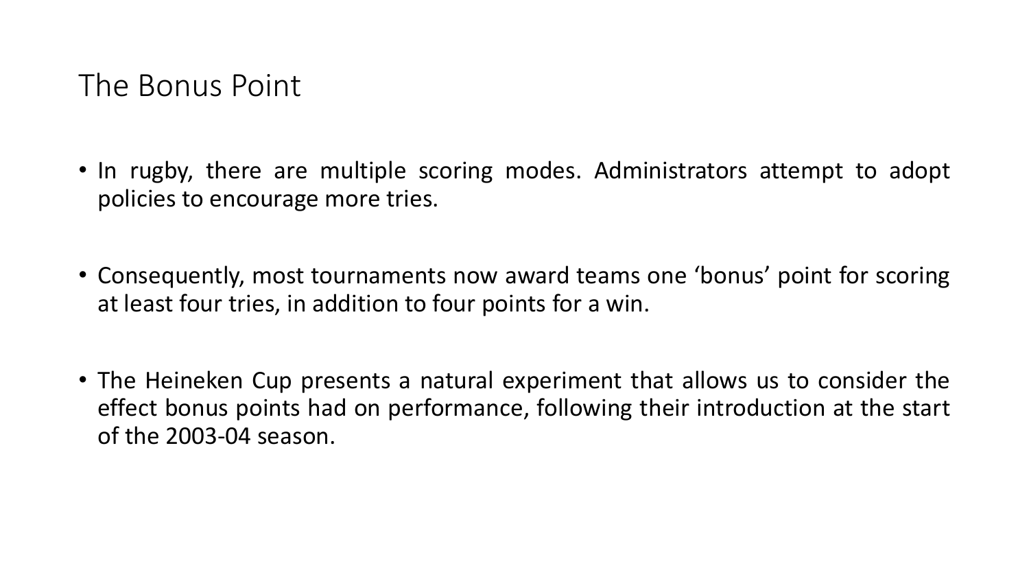# The Bonus Point

- In rugby, there are multiple scoring modes. Administrators attempt to adopt policies to encourage more tries.

- Consequently, most tournaments now award teams one 'bonus' point for scoring at least four tries, in addition to four points for a win.

- The Heineken Cup presents a natural experiment that allows us to consider the effect bonus points had on performance, following their introduction at the start of the 2003-04 season.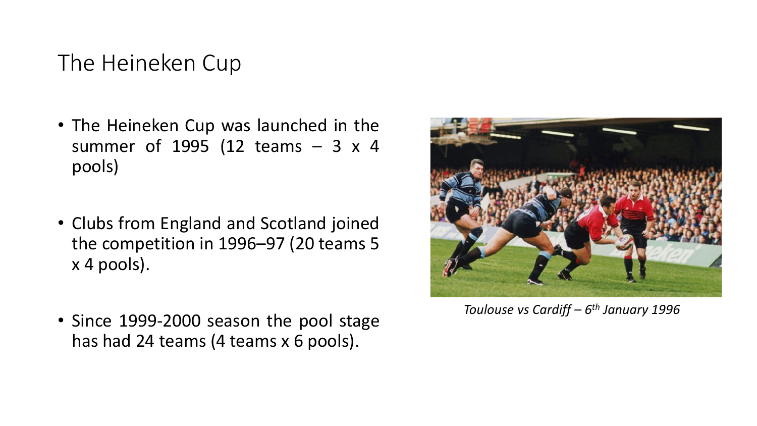# The Heineken Cup

- The Heineken Cup was launched in the summer of 1995 (12 teams – 3 x 4 pools)

- Clubs from England and Scotland joined the competition in 1996–97 (20 teams 5 x 4 pools).

- Since 1999-2000 season the pool stage has had 24 teams (4 teams x 6 pools).

*Toulouse vs Cardiff – 6th January 1996*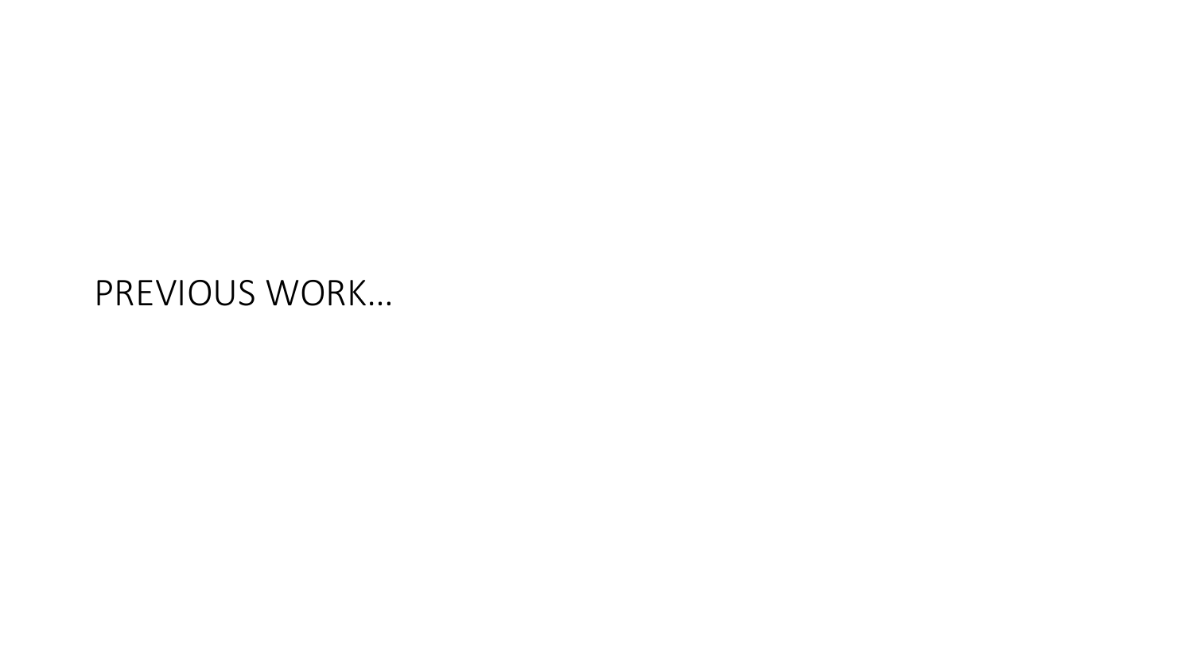# PREVIOUS WORK…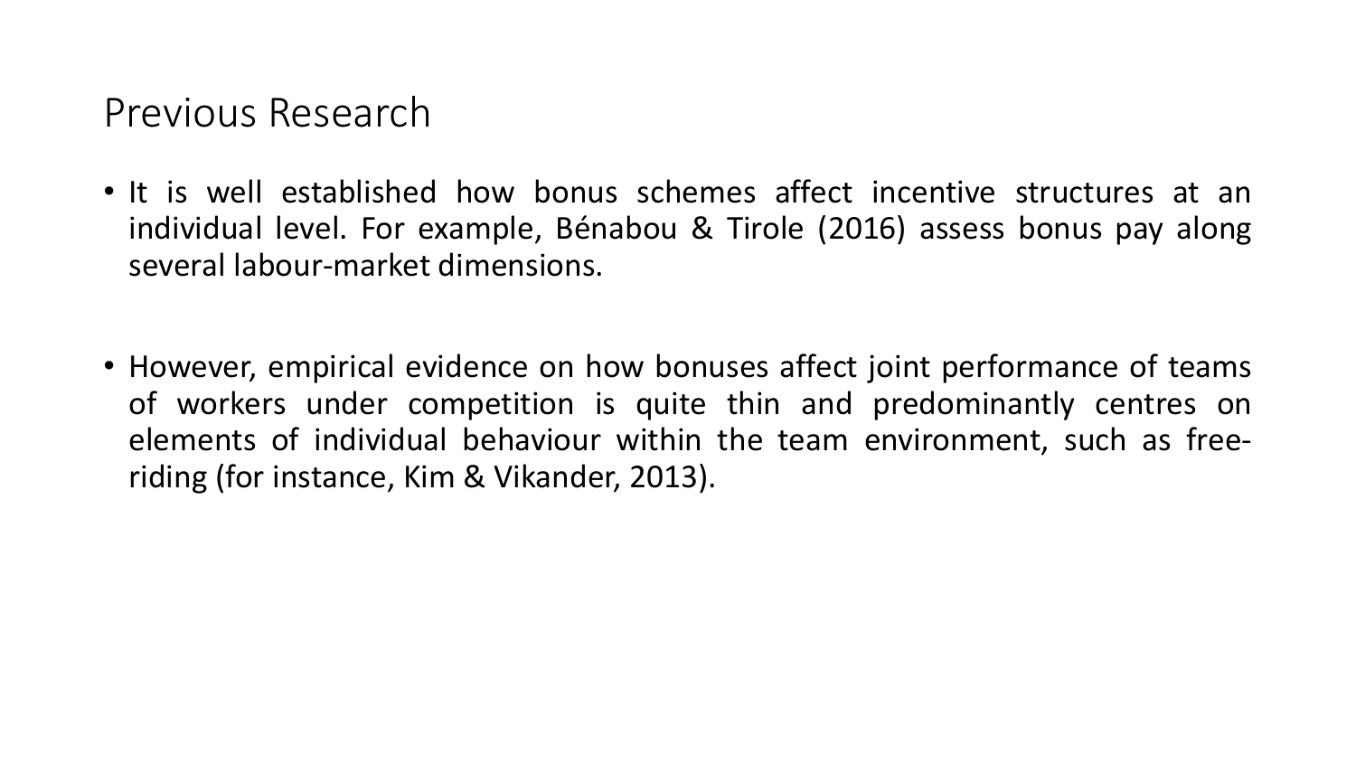# Previous Research

- It is well established how bonus schemes affect incentive structures at an individual level. For example, Bénabou & Tirole (2016) assess bonus pay along several labour-market dimensions.

- However, empirical evidence on how bonuses affect joint performance of teams of workers under competition is quite thin and predominantly centres on elements of individual behaviour within the team environment, such as free-riding (for instance, Kim & Vikander, 2013).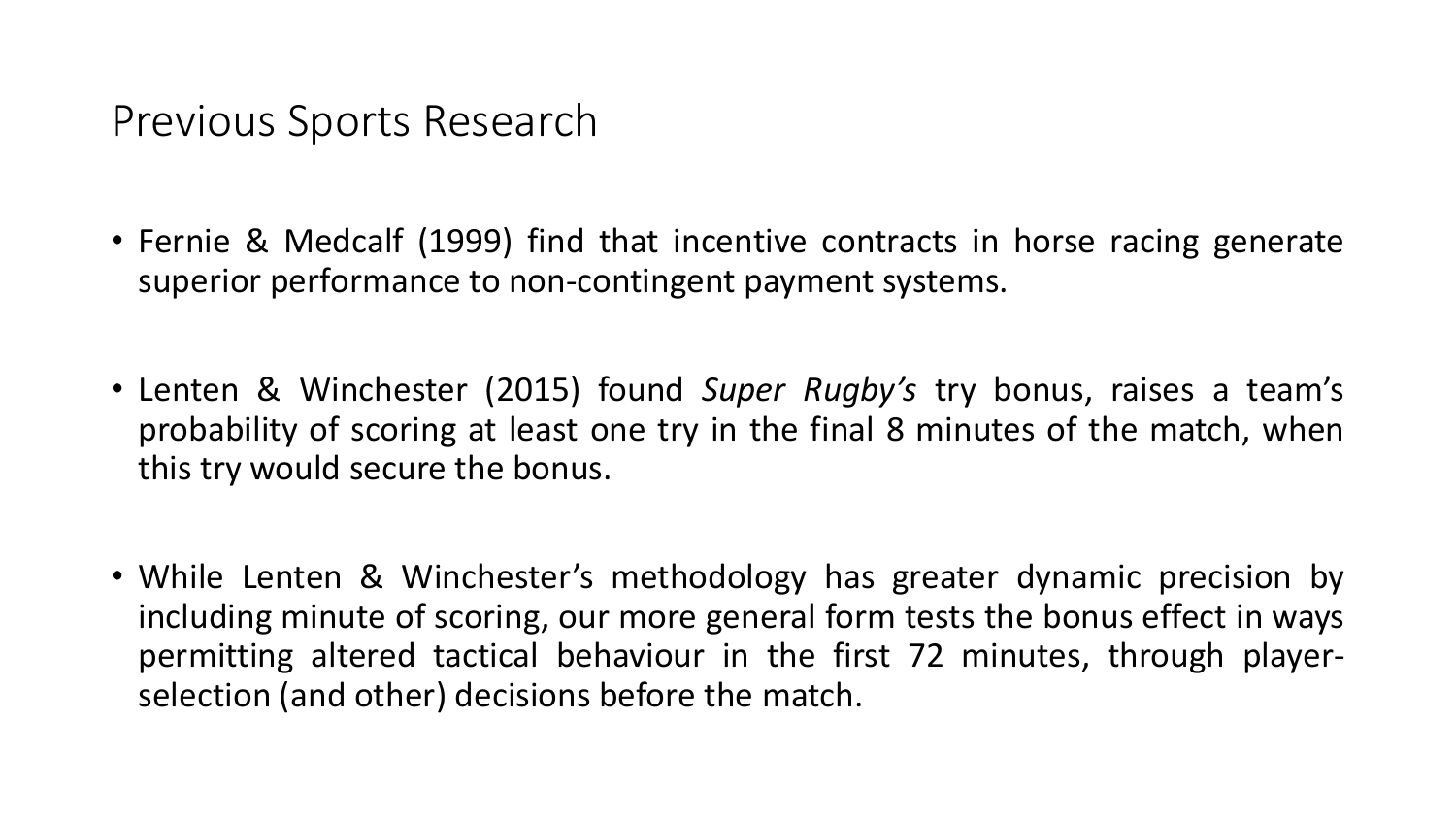# Previous Sports Research

- Fernie & Medcalf (1999) find that incentive contracts in horse racing generate superior performance to non-contingent payment systems.
- Lenten & Winchester (2015) found *Super Rugby's* try bonus, raises a team's probability of scoring at least one try in the final 8 minutes of the match, when this try would secure the bonus.
- While Lenten & Winchester's methodology has greater dynamic precision by including minute of scoring, our more general form tests the bonus effect in ways permitting altered tactical behaviour in the first 72 minutes, through player-selection (and other) decisions before the match.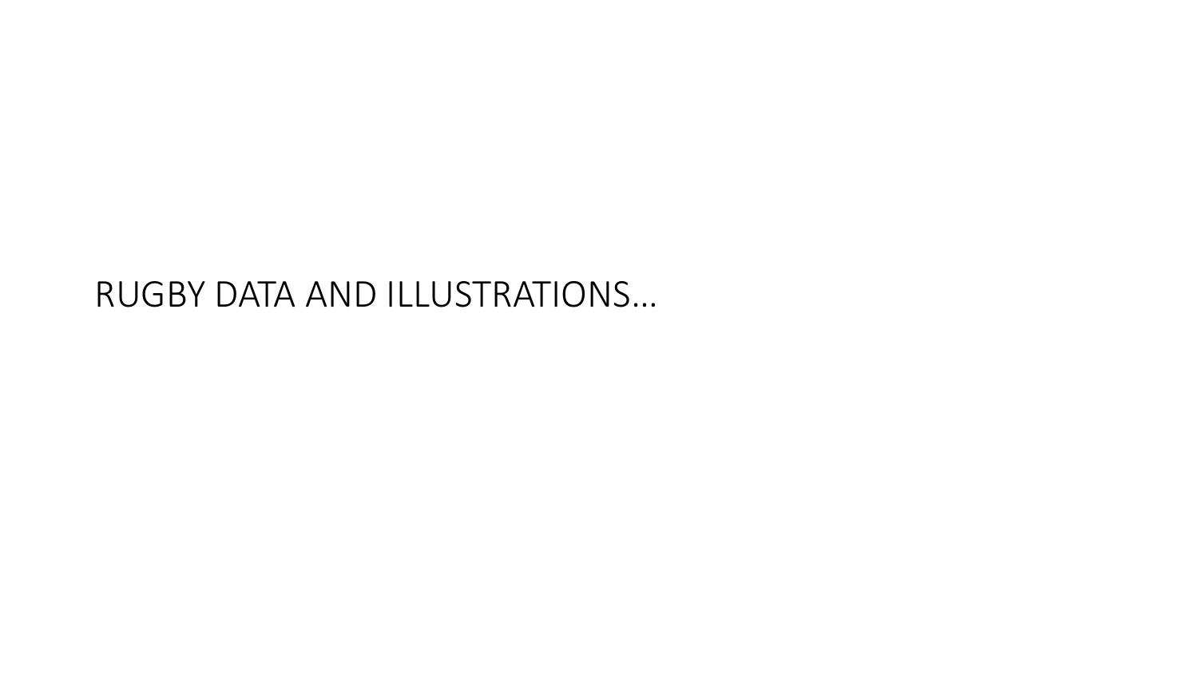# RUGBY DATA AND ILLUSTRATIONS…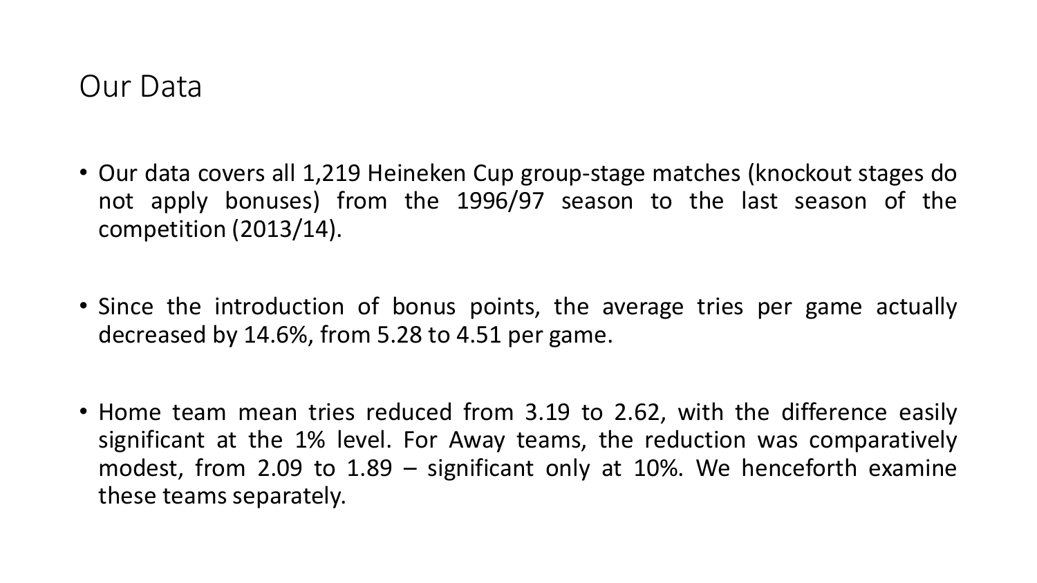# Our Data

- Our data covers all 1,219 Heineken Cup group-stage matches (knockout stages do not apply bonuses) from the 1996/97 season to the last season of the competition (2013/14).

- Since the introduction of bonus points, the average tries per game actually decreased by 14.6%, from 5.28 to 4.51 per game.

- Home team mean tries reduced from 3.19 to 2.62, with the difference easily significant at the 1% level. For Away teams, the reduction was comparatively modest, from 2.09 to 1.89 – significant only at 10%. We henceforth examine these teams separately.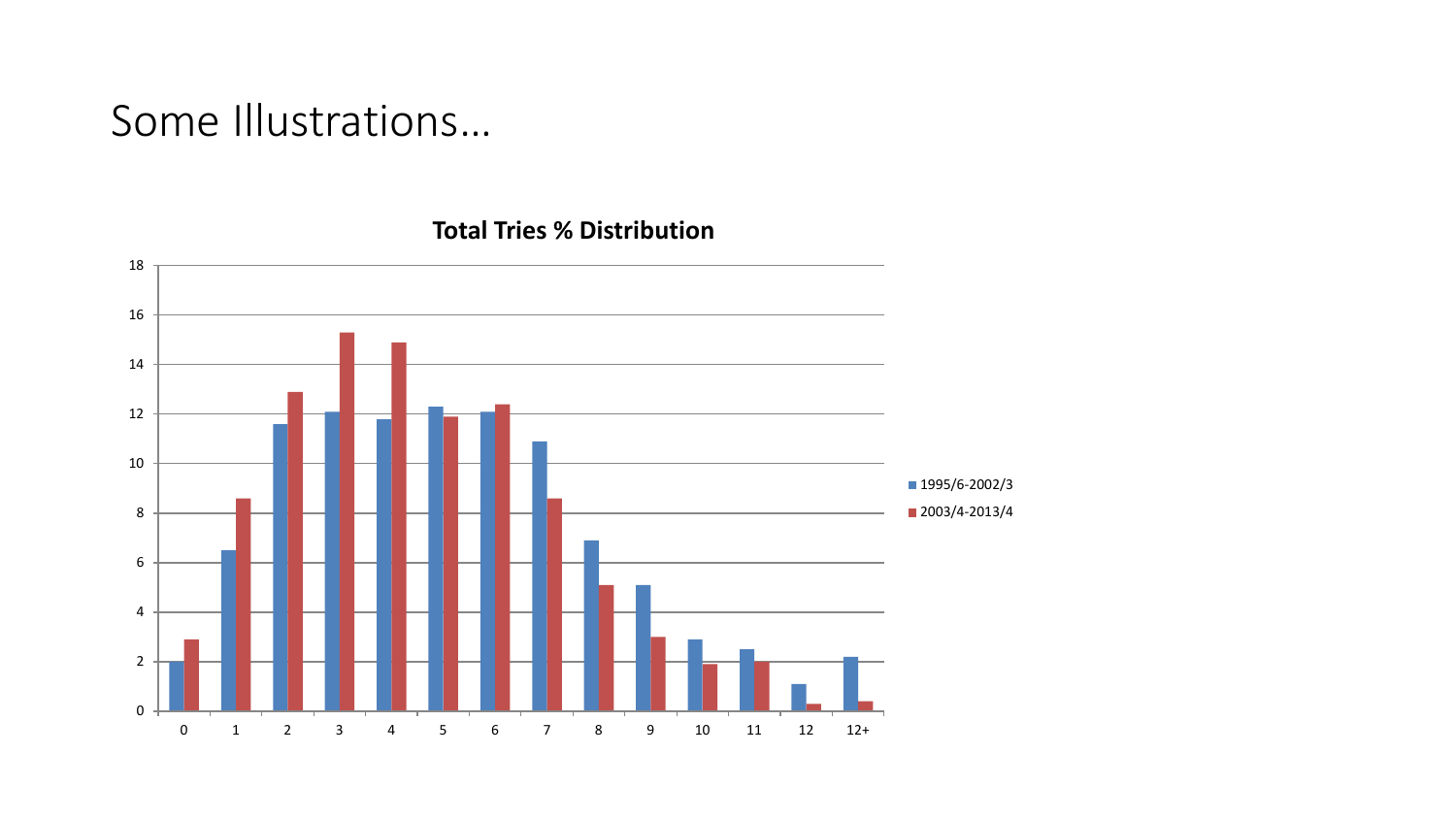# Some Illustrations…

**Total Tries % Distribution**

| Total Tries | 1995/6-2002/3 | 2003/4-2013/4 |
|---|---|---|
| 0 | 2.0 | 2.9 |
| 1 | 6.5 | 8.6 |
| 2 | 11.6 | 12.9 |
| 3 | 12.1 | 15.3 |
| 4 | 11.8 | 14.9 |
| 5 | 12.3 | 11.9 |
| 6 | 12.1 | 12.4 |
| 7 | 10.9 | 8.6 |
| 8 | 6.9 | 5.1 |
| 9 | 5.1 | 3.0 |
| 10 | 2.9 | 1.9 |
| 11 | 2.5 | 2.0 |
| 12 | 1.1 | 0.3 |
| 12+ | 2.2 | 0.4 |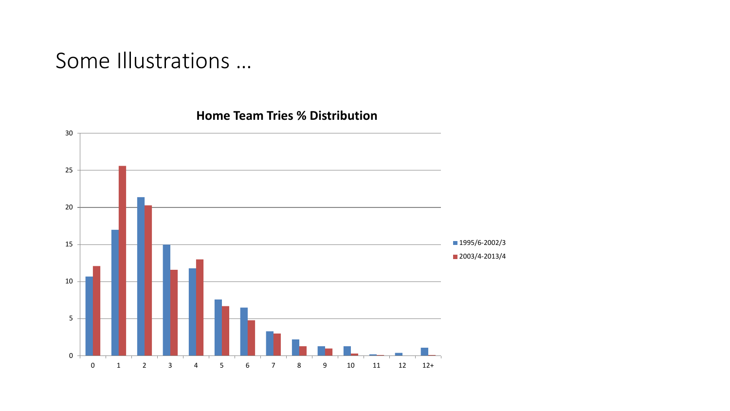# Some Illustrations …

**Home Team Tries % Distribution**

| Tries | 1995/6-2002/3 | 2003/4-2013/4 |
|---|---|---|
| 0 | 10.7 | 12.1 |
| 1 | 17.0 | 25.6 |
| 2 | 21.4 | 20.3 |
| 3 | 15.0 | 11.6 |
| 4 | 11.8 | 13.0 |
| 5 | 7.6 | 6.7 |
| 6 | 6.5 | 4.8 |
| 7 | 3.3 | 3.0 |
| 8 | 2.2 | 1.3 |
| 9 | 1.3 | 1.0 |
| 10 | 1.3 | 0.3 |
| 11 | 0.2 | 0.1 |
| 12 | 0.4 | 0 |
| 12+ | 1.1 | 0.1 |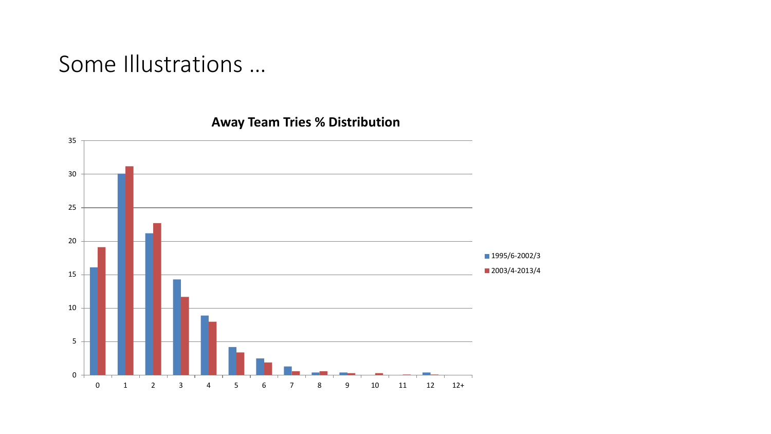# Some Illustrations …

**Away Team Tries % Distribution**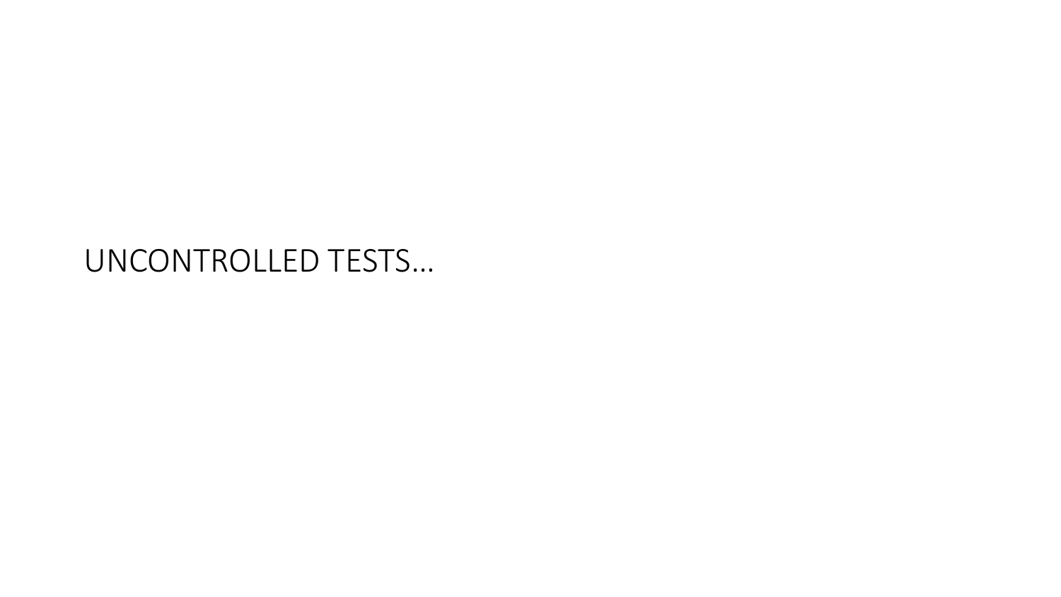# UNCONTROLLED TESTS…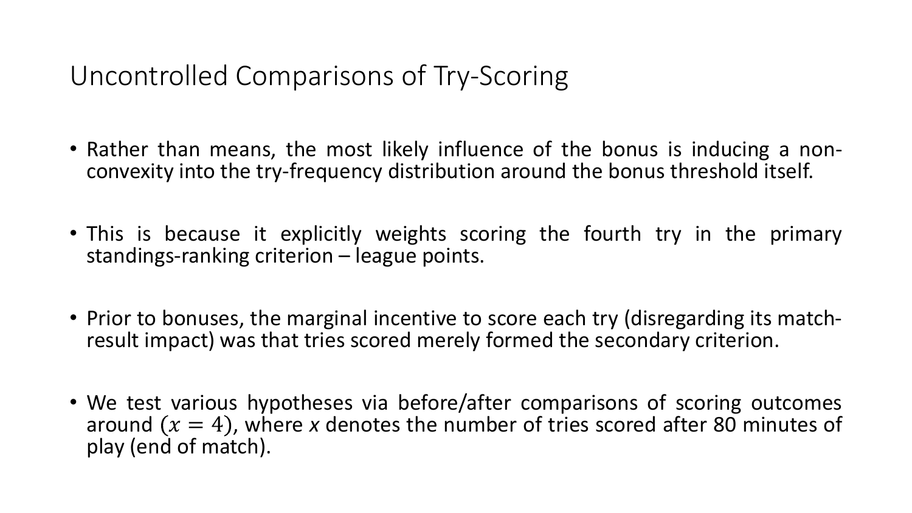# Uncontrolled Comparisons of Try-Scoring

- Rather than means, the most likely influence of the bonus is inducing a non-convexity into the try-frequency distribution around the bonus threshold itself.

- This is because it explicitly weights scoring the fourth try in the primary standings-ranking criterion – league points.

- Prior to bonuses, the marginal incentive to score each try (disregarding its match-result impact) was that tries scored merely formed the secondary criterion.

- We test various hypotheses via before/after comparisons of scoring outcomes around $(x = 4)$, where *x* denotes the number of tries scored after 80 minutes of play (end of match).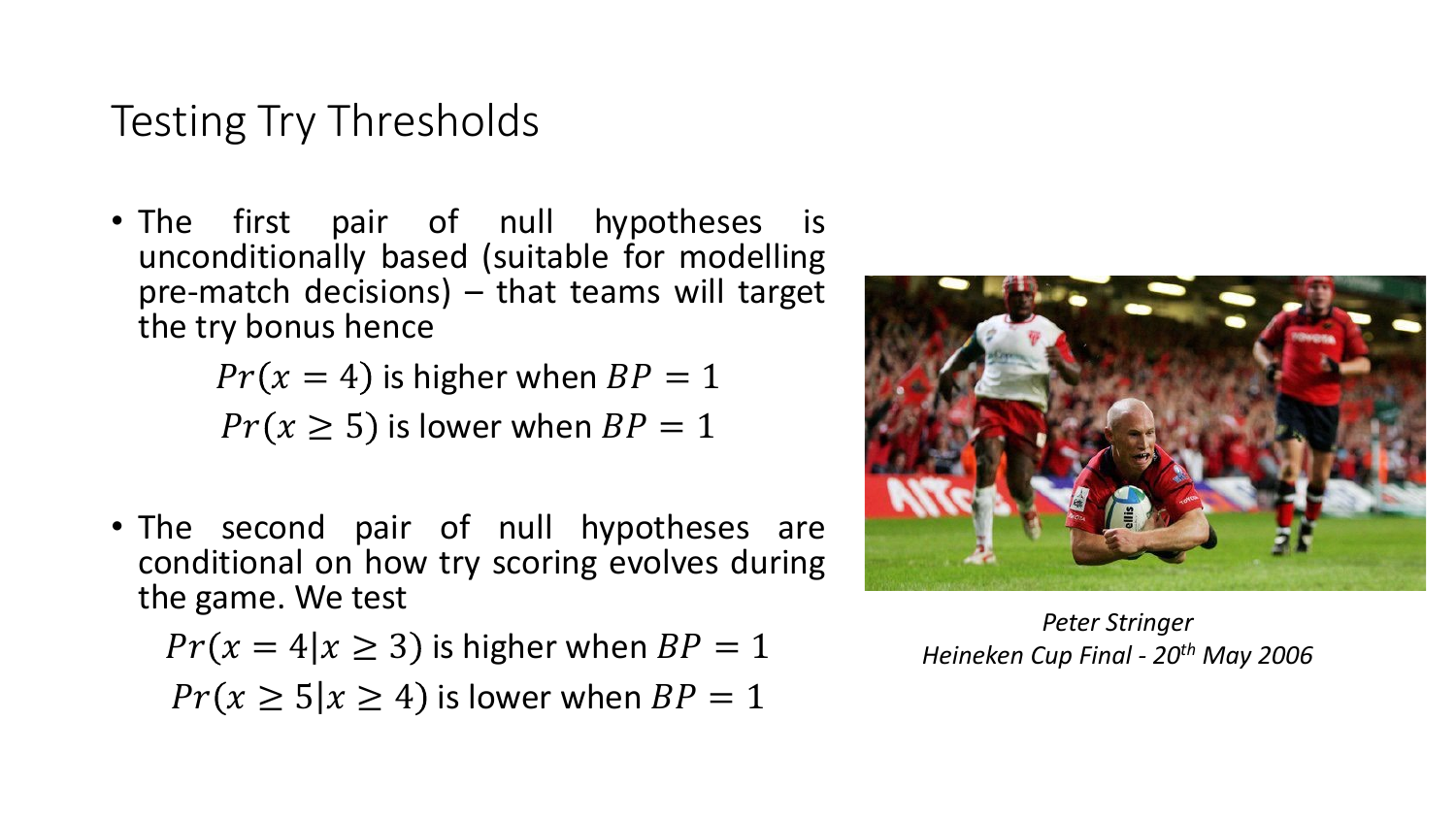# Testing Try Thresholds

- The first pair of null hypotheses is unconditionally based (suitable for modelling pre-match decisions) – that teams will target the try bonus hence

$$Pr(x = 4) \text{ is higher when } BP = 1$$
$$Pr(x \geq 5) \text{ is lower when } BP = 1$$

- The second pair of null hypotheses are conditional on how try scoring evolves during the game. We test

$$Pr(x = 4 | x \geq 3) \text{ is higher when } BP = 1$$
$$Pr(x \geq 5 | x \geq 4) \text{ is lower when } BP = 1$$

*Peter Stringer*
*Heineken Cup Final - 20th May 2006*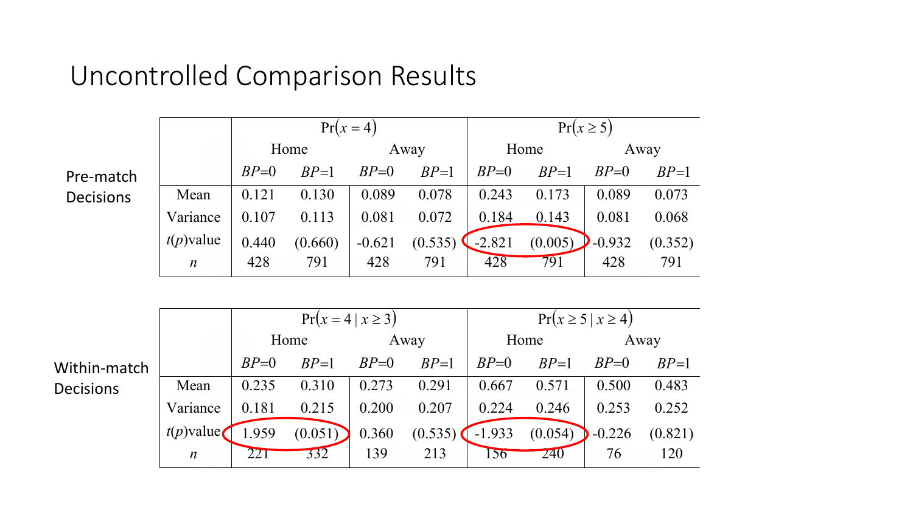# Uncontrolled Comparison Results

**Pre-match Decisions**

| | $\Pr(x=4)$ | | | | $\Pr(x \geq 5)$ | | | |
|---|---|---|---|---|---|---|---|---|
| | Home | | Away | | Home | | Away | |
| | *BP*=0 | *BP*=1 | *BP*=0 | *BP*=1 | *BP*=0 | *BP*=1 | *BP*=0 | *BP*=1 |
| Mean | 0.121 | 0.130 | 0.089 | 0.078 | 0.243 | 0.173 | 0.089 | 0.073 |
| Variance | 0.107 | 0.113 | 0.081 | 0.072 | 0.184 | 0.143 | 0.081 | 0.068 |
| *t*(*p*)value | 0.440 | (0.660) | -0.621 | (0.535) | -2.821 | (0.005) | -0.932 | (0.352) |
| *n* | 428 | 791 | 428 | 791 | 428 | 791 | 428 | 791 |

**Within-match Decisions**

| | $\Pr(x=4 \mid x \geq 3)$ | | | | $\Pr(x \geq 5 \mid x \geq 4)$ | | | |
|---|---|---|---|---|---|---|---|---|
| | Home | | Away | | Home | | Away | |
| | *BP*=0 | *BP*=1 | *BP*=0 | *BP*=1 | *BP*=0 | *BP*=1 | *BP*=0 | *BP*=1 |
| Mean | 0.235 | 0.310 | 0.273 | 0.291 | 0.667 | 0.571 | 0.500 | 0.483 |
| Variance | 0.181 | 0.215 | 0.200 | 0.207 | 0.224 | 0.246 | 0.253 | 0.252 |
| *t*(*p*)value | 1.959 | (0.051) | 0.360 | (0.535) | -1.933 | (0.054) | -0.226 | (0.821) |
| *n* | 221 | 332 | 139 | 213 | 156 | 240 | 76 | 120 |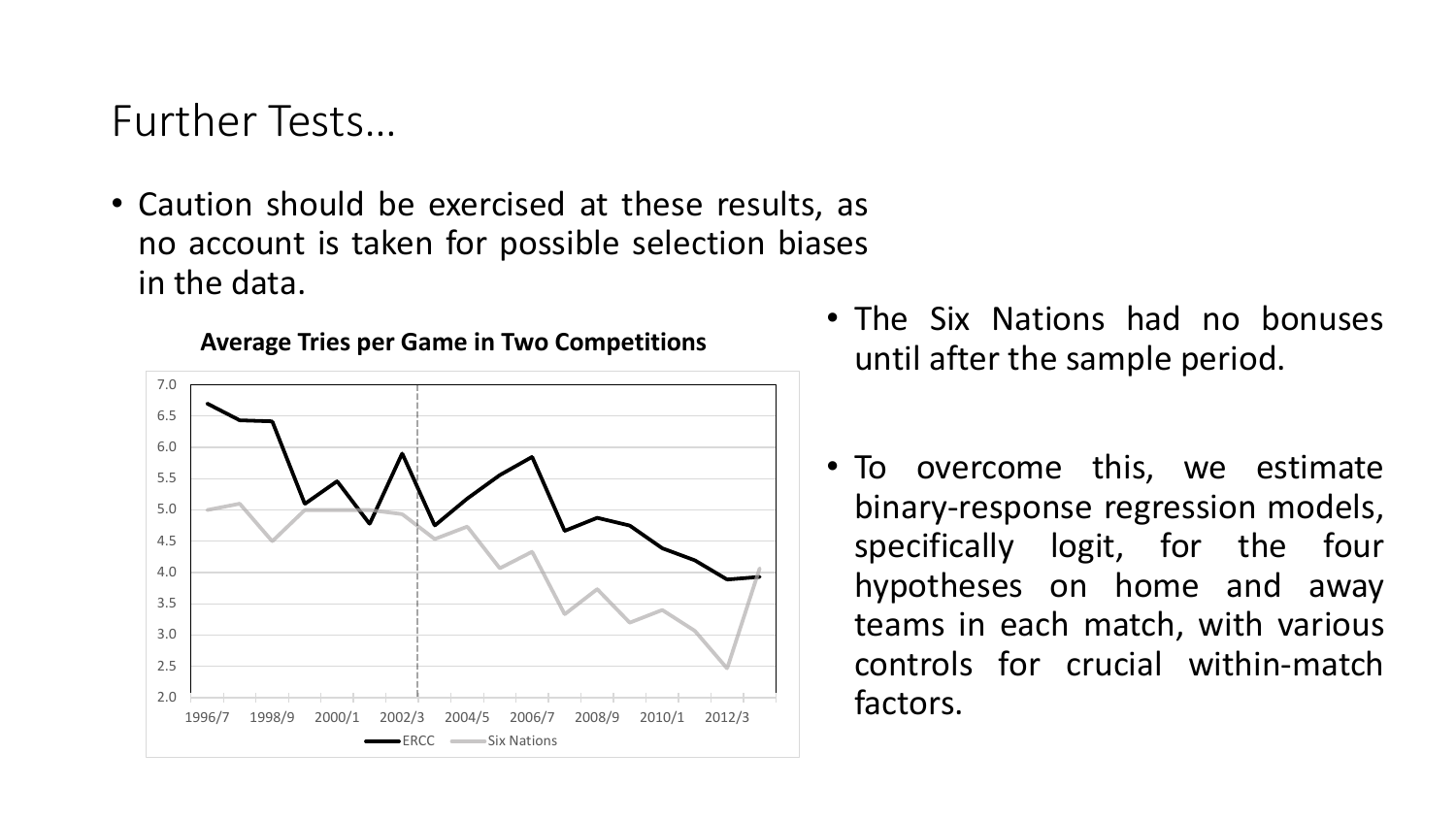# Further Tests…

- Caution should be exercised at these results, as no account is taken for possible selection biases in the data.

**Average Tries per Game in Two Competitions**

- The Six Nations had no bonuses until after the sample period.

- To overcome this, we estimate binary-response regression models, specifically logit, for the four hypotheses on home and away teams in each match, with various controls for crucial within-match factors.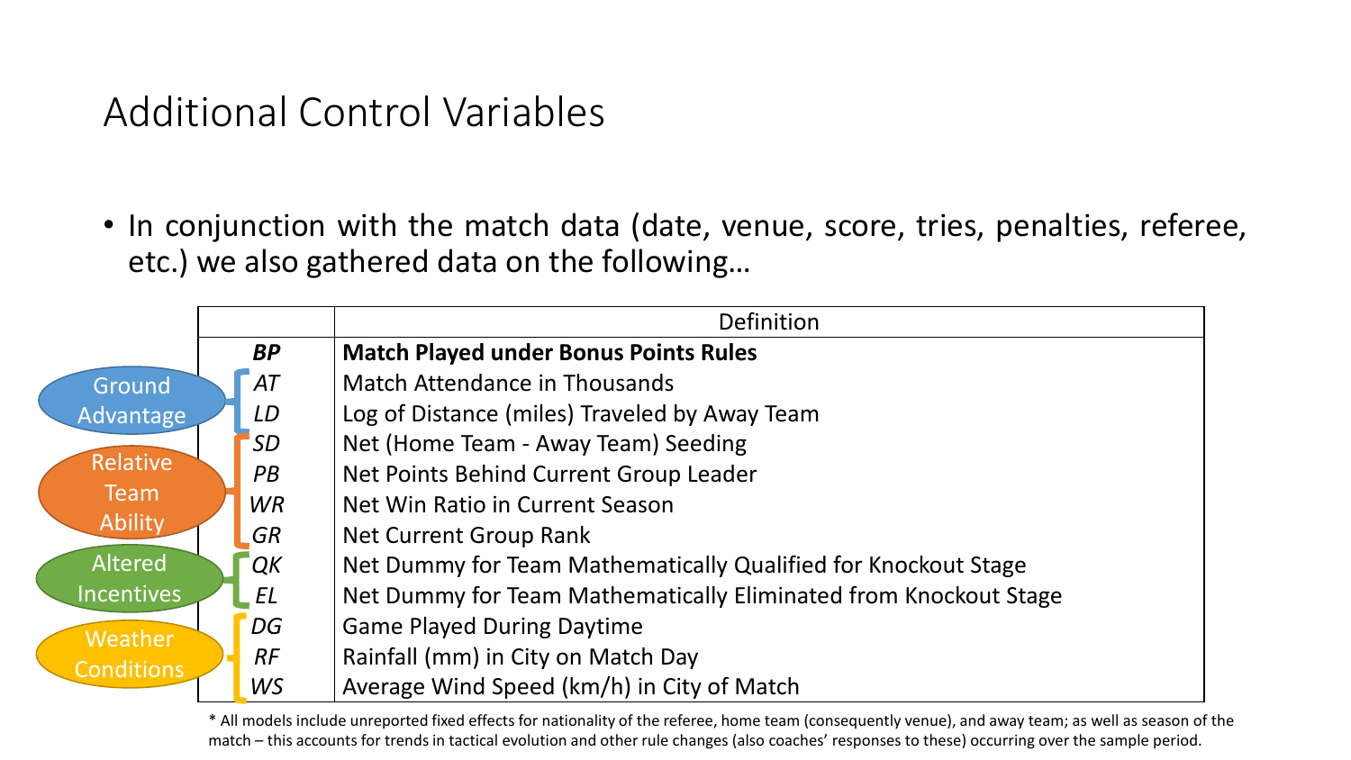# Additional Control Variables

- In conjunction with the match data (date, venue, score, tries, penalties, referee, etc.) we also gathered data on the following…

| Group | Variable | Definition |
|---|---|---|
| | ***BP*** | **Match Played under Bonus Points Rules** |
| Ground Advantage | *AT* | Match Attendance in Thousands |
| | *LD* | Log of Distance (miles) Traveled by Away Team |
| Relative Team Ability | *SD* | Net (Home Team - Away Team) Seeding |
| | *PB* | Net Points Behind Current Group Leader |
| | *WR* | Net Win Ratio in Current Season |
| | *GR* | Net Current Group Rank |
| Altered Incentives | *QK* | Net Dummy for Team Mathematically Qualified for Knockout Stage |
| | *EL* | Net Dummy for Team Mathematically Eliminated from Knockout Stage |
| Weather Conditions | *DG* | Game Played During Daytime |
| | *RF* | Rainfall (mm) in City on Match Day |
| | *WS* | Average Wind Speed (km/h) in City of Match |

\* All models include unreported fixed effects for nationality of the referee, home team (consequently venue), and away team; as well as season of the match – this accounts for trends in tactical evolution and other rule changes (also coaches' responses to these) occurring over the sample period.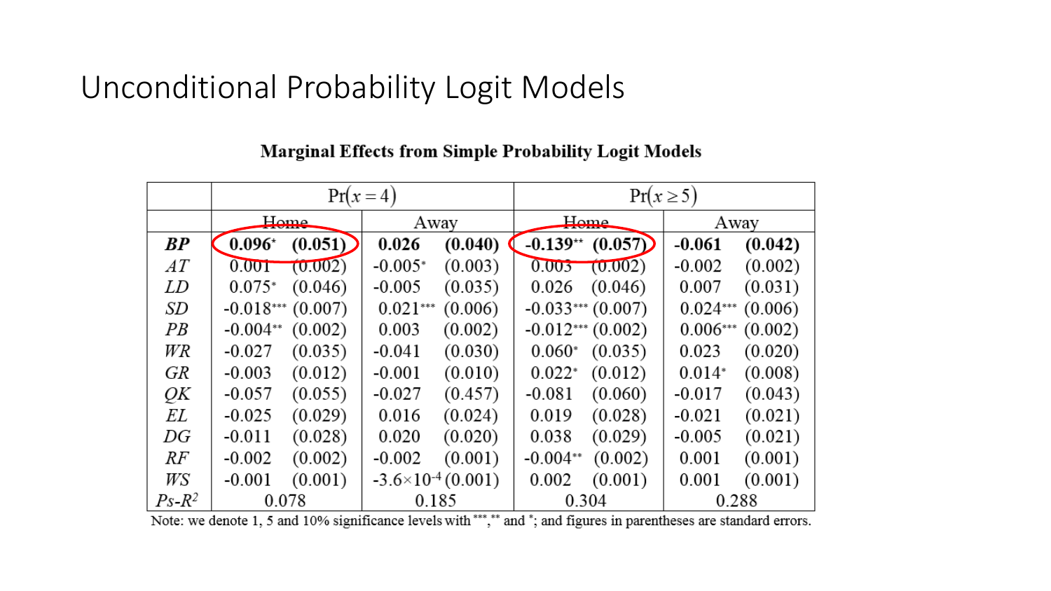# Unconditional Probability Logit Models

**Marginal Effects from Simple Probability Logit Models**

| | $\Pr(x=4)$ | | | | $\Pr(x \geq 5)$ | | | |
|---|---|---|---|---|---|---|---|---|
| | Home | | Away | | Home | | Away | |
| ***BP*** | **0.096*** | **(0.051)** | **0.026** | **(0.040)** | **-0.139**** | **(0.057)** | **-0.061** | **(0.042)** |
| *AT* | 0.001 | (0.002) | -0.005* | (0.003) | 0.003 | (0.002) | -0.002 | (0.002) |
| *LD* | 0.075* | (0.046) | -0.005 | (0.035) | 0.026 | (0.046) | 0.007 | (0.031) |
| *SD* | -0.018*** | (0.007) | 0.021*** | (0.006) | -0.033*** | (0.007) | 0.024*** | (0.006) |
| *PB* | -0.004** | (0.002) | 0.003 | (0.002) | -0.012*** | (0.002) | 0.006*** | (0.002) |
| *WR* | -0.027 | (0.035) | -0.041 | (0.030) | 0.060* | (0.035) | 0.023 | (0.020) |
| *GR* | -0.003 | (0.012) | -0.001 | (0.010) | 0.022* | (0.012) | 0.014* | (0.008) |
| *QK* | -0.057 | (0.055) | -0.027 | (0.457) | -0.081 | (0.060) | -0.017 | (0.043) |
| *EL* | -0.025 | (0.029) | 0.016 | (0.024) | 0.019 | (0.028) | -0.021 | (0.021) |
| *DG* | -0.011 | (0.028) | 0.020 | (0.020) | 0.038 | (0.029) | -0.005 | (0.021) |
| *RF* | -0.002 | (0.002) | -0.002 | (0.001) | -0.004** | (0.002) | 0.001 | (0.001) |
| *WS* | -0.001 | (0.001) | $-3.6\times10^{-4}$ | (0.001) | 0.002 | (0.001) | 0.001 | (0.001) |
| *Ps-R²* | 0.078 | | 0.185 | | 0.304 | | 0.288 | |

Note: we denote 1, 5 and 10% significance levels with ***,** and *; and figures in parentheses are standard errors.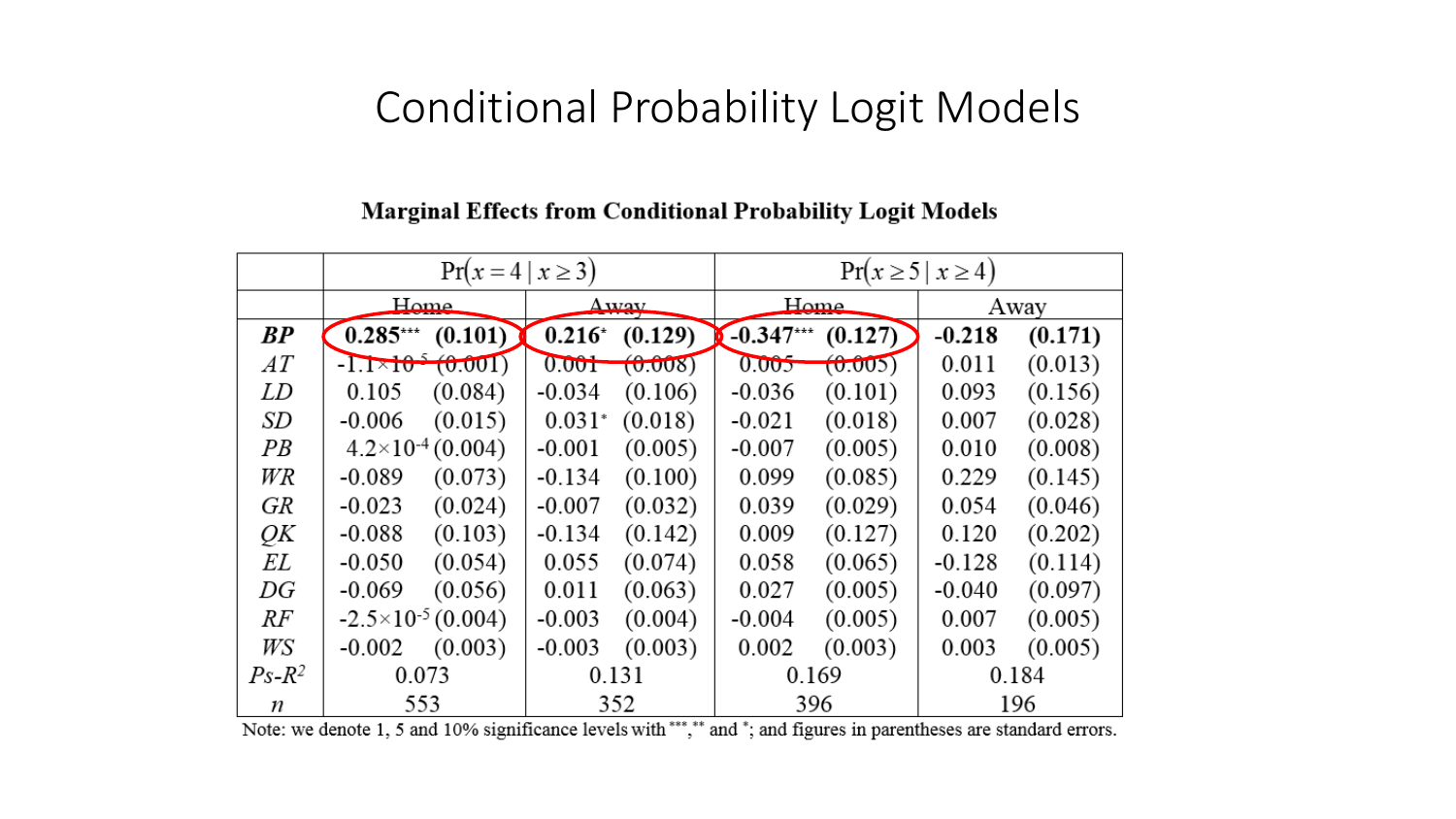# Conditional Probability Logit Models

**Marginal Effects from Conditional Probability Logit Models**

| | $\Pr(x=4 \mid x \geq 3)$ | | | | $\Pr(x \geq 5 \mid x \geq 4)$ | | | |
|---|---|---|---|---|---|---|---|---|
| | Home | | Away | | Home | | Away | |
| ***BP*** | **0.285*****| **(0.101)** | **0.216*** | **(0.129)** | **-0.347*****| **(0.127)** | **-0.218** | **(0.171)** |
| *AT* | $-1.1\times10^{-5}$ | (0.001) | 0.001 | (0.008) | 0.005 | (0.005) | 0.011 | (0.013) |
| *LD* | 0.105 | (0.084) | -0.034 | (0.106) | -0.036 | (0.101) | 0.093 | (0.156) |
| *SD* | -0.006 | (0.015) | 0.031* | (0.018) | -0.021 | (0.018) | 0.007 | (0.028) |
| *PB* | $4.2\times10^{-4}$ | (0.004) | -0.001 | (0.005) | -0.007 | (0.005) | 0.010 | (0.008) |
| *WR* | -0.089 | (0.073) | -0.134 | (0.100) | 0.099 | (0.085) | 0.229 | (0.145) |
| *GR* | -0.023 | (0.024) | -0.007 | (0.032) | 0.039 | (0.029) | 0.054 | (0.046) |
| *QK* | -0.088 | (0.103) | -0.134 | (0.142) | 0.009 | (0.127) | 0.120 | (0.202) |
| *EL* | -0.050 | (0.054) | 0.055 | (0.074) | 0.058 | (0.065) | -0.128 | (0.114) |
| *DG* | -0.069 | (0.056) | 0.011 | (0.063) | 0.027 | (0.005) | -0.040 | (0.097) |
| *RF* | $-2.5\times10^{-5}$ | (0.004) | -0.003 | (0.004) | -0.004 | (0.005) | 0.007 | (0.005) |
| *WS* | -0.002 | (0.003) | -0.003 | (0.003) | 0.002 | (0.003) | 0.003 | (0.005) |
| $Ps\text{-}R^2$ | 0.073 | | 0.131 | | 0.169 | | 0.184 | |
| $n$ | 553 | | 352 | | 396 | | 196 | |

Note: we denote 1, 5 and 10% significance levels with ***, ** and *; and figures in parentheses are standard errors.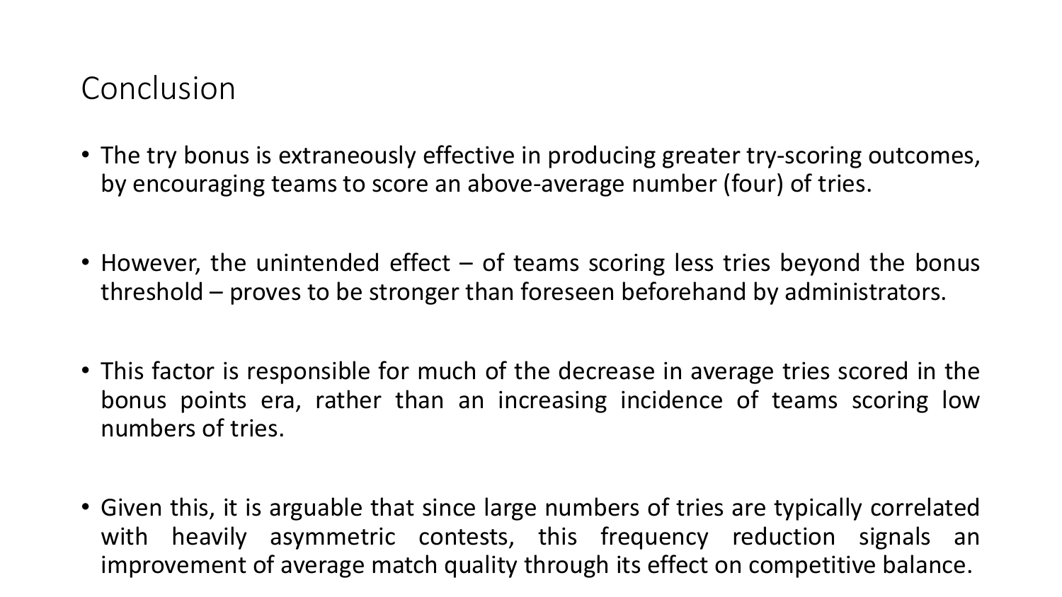# Conclusion

- The try bonus is extraneously effective in producing greater try-scoring outcomes, by encouraging teams to score an above-average number (four) of tries.

- However, the unintended effect – of teams scoring less tries beyond the bonus threshold – proves to be stronger than foreseen beforehand by administrators.

- This factor is responsible for much of the decrease in average tries scored in the bonus points era, rather than an increasing incidence of teams scoring low numbers of tries.

- Given this, it is arguable that since large numbers of tries are typically correlated with heavily asymmetric contests, this frequency reduction signals an improvement of average match quality through its effect on competitive balance.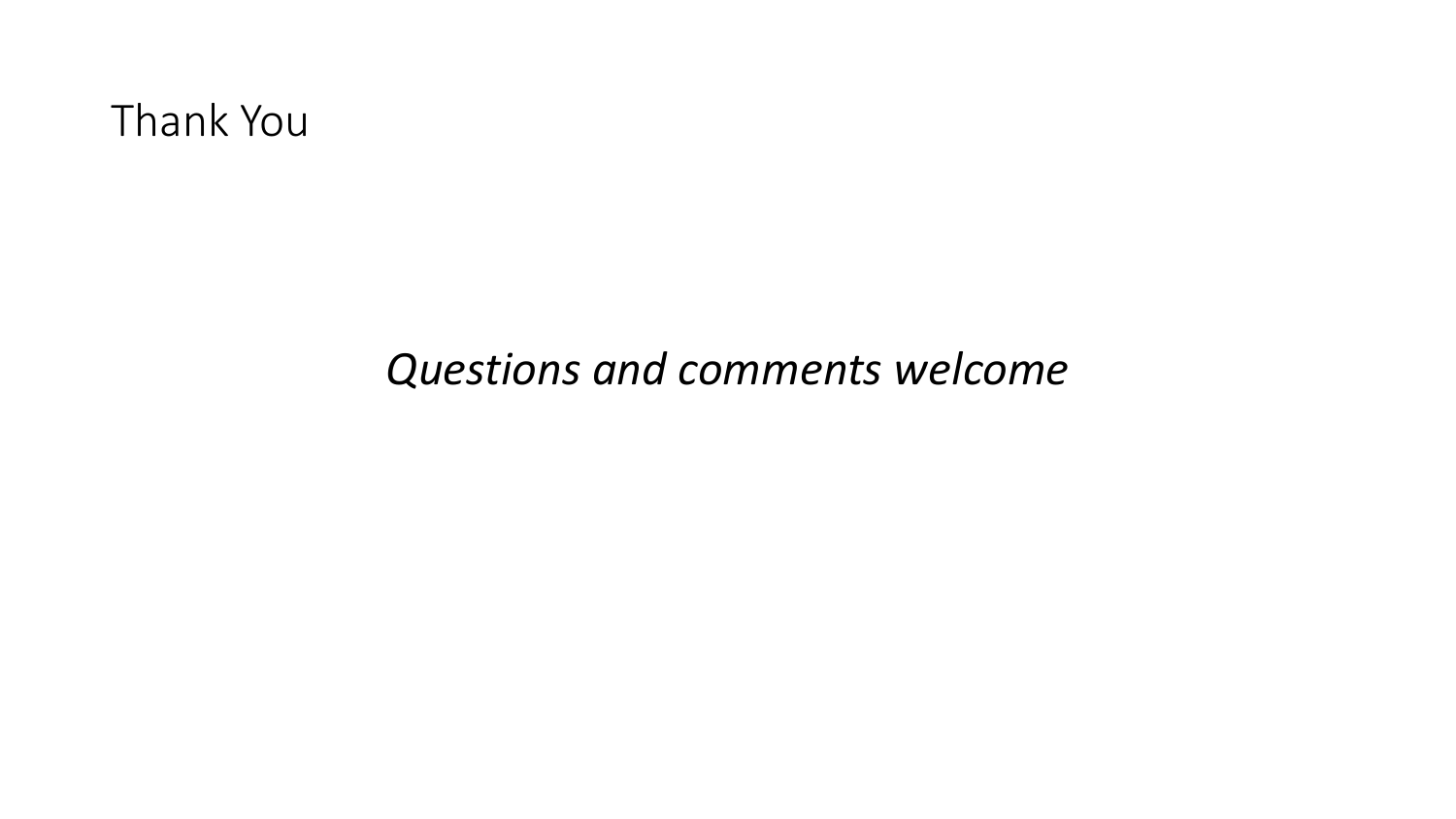# Thank You

*Questions and comments welcome*